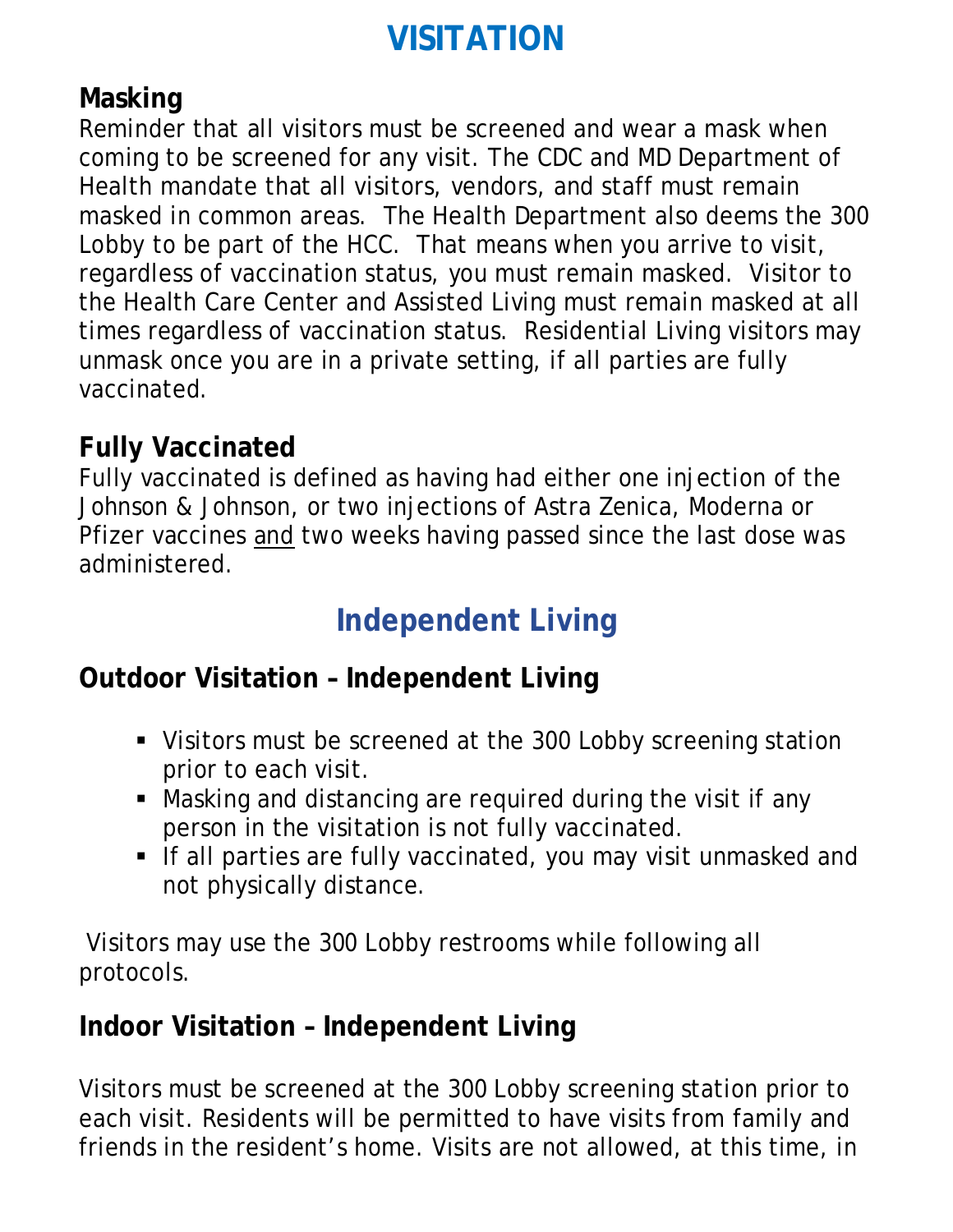# VISITATION

## Masking

Reminder that all visitors must be screened and wear a mask when coming to be screened for any visit. The CDC and MD Department of Health mandate that all visitors, vendors, and staff must remain masked in common areas. The Health Department also deems the 300 Lobby to be part of the HCC. That means when you arrive to visit, regardless of vaccination status, you must remain masked. Visitor to the Health Care Center and Assisted Living must remain masked at all times regardless of vaccination status. Residential Living visitors may unmask once you are in a private setting, if all parties are fully vaccinated.

## Fully Vaccinated

Fully vaccinated is defined as having had either one injection of the Johnson & Johnson, or two injections of Astra Zenica, Moderna or Pfizer vaccines <u>and</u> two weeks having passed since the last dose was administered.

# Independent Living

## Outdoor Visitation – Independent Living

- Visitors must be screened at the 300 Lobby screening station prior to each visit.
- Masking and distancing are required during the visit if any person in the visitation is not fully vaccinated.
- If all parties are fully vaccinated, you may visit unmasked and not physically distance.

Visitors may use the 300 Lobby restrooms while following all protocols.

## Indoor Visitation – Independent Living

Visitors must be screened at the 300 Lobby screening station prior to each visit. Residents will be permitted to have visits from family and friends in the resident's home. Visits are not allowed, at this time, in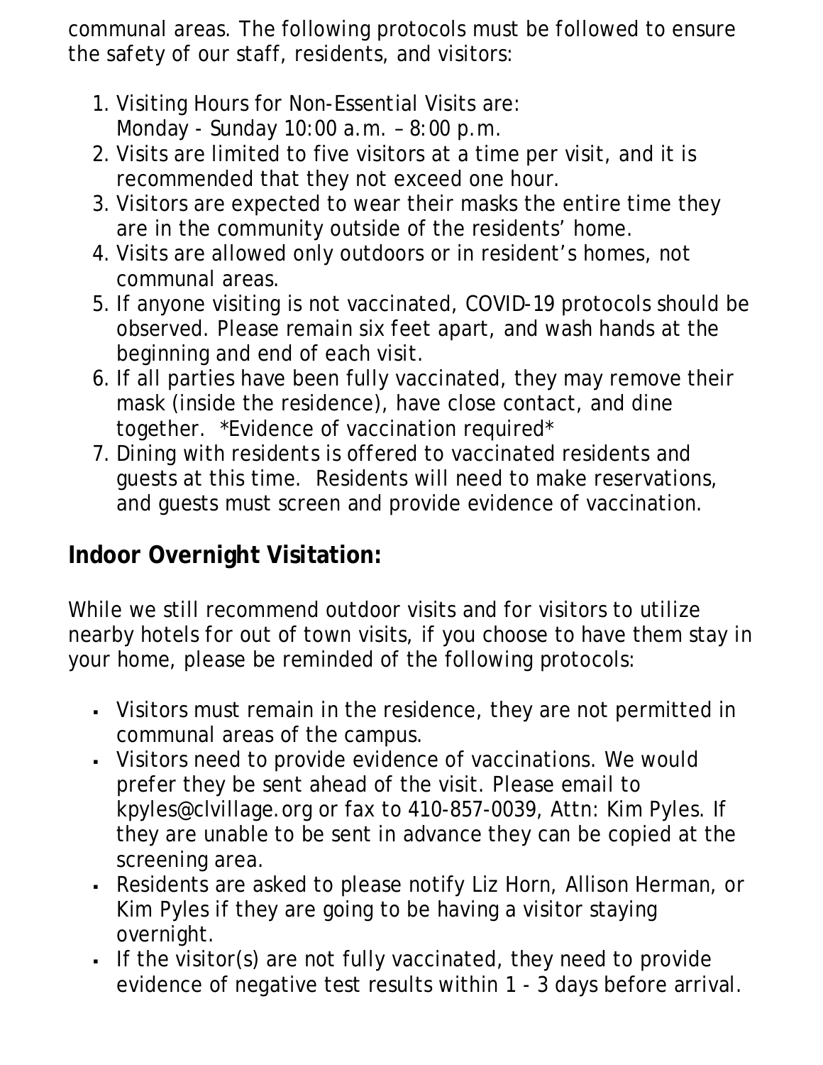communal areas. The following protocols must be followed to ensure the safety of our staff, residents, and visitors:

1. Visiting Hours for Non-Essential Visits are:
   Monday - Sunday 10:00 a.m. – 8:00 p.m.
2. Visits are limited to five visitors at a time per visit, and it is recommended that they not exceed one hour.
3. Visitors are expected to wear their masks the entire time they are in the community outside of the residents' home.
4. Visits are allowed only outdoors or in resident's homes, not communal areas.
5. If anyone visiting is not vaccinated, COVID-19 protocols should be observed. Please remain six feet apart, and wash hands at the beginning and end of each visit.
6. If all parties have been fully vaccinated, they may remove their mask (inside the residence), have close contact, and dine together. *Evidence of vaccination required*
7. Dining with residents is offered to vaccinated residents and guests at this time. Residents will need to make reservations, and guests must screen and provide evidence of vaccination.

## Indoor Overnight Visitation:

While we still recommend outdoor visits and for visitors to utilize nearby hotels for out of town visits, if you choose to have them stay in your home, please be reminded of the following protocols:

- Visitors must remain in the residence, they are not permitted in communal areas of the campus.
- Visitors need to provide evidence of vaccinations. We would prefer they be sent ahead of the visit. Please email to kpyles@clvillage.org or fax to 410-857-0039, Attn: Kim Pyles. If they are unable to be sent in advance they can be copied at the screening area.
- Residents are asked to please notify Liz Horn, Allison Herman, or Kim Pyles if they are going to be having a visitor staying overnight.
- If the visitor(s) are not fully vaccinated, they need to provide evidence of negative test results within 1 - 3 days before arrival.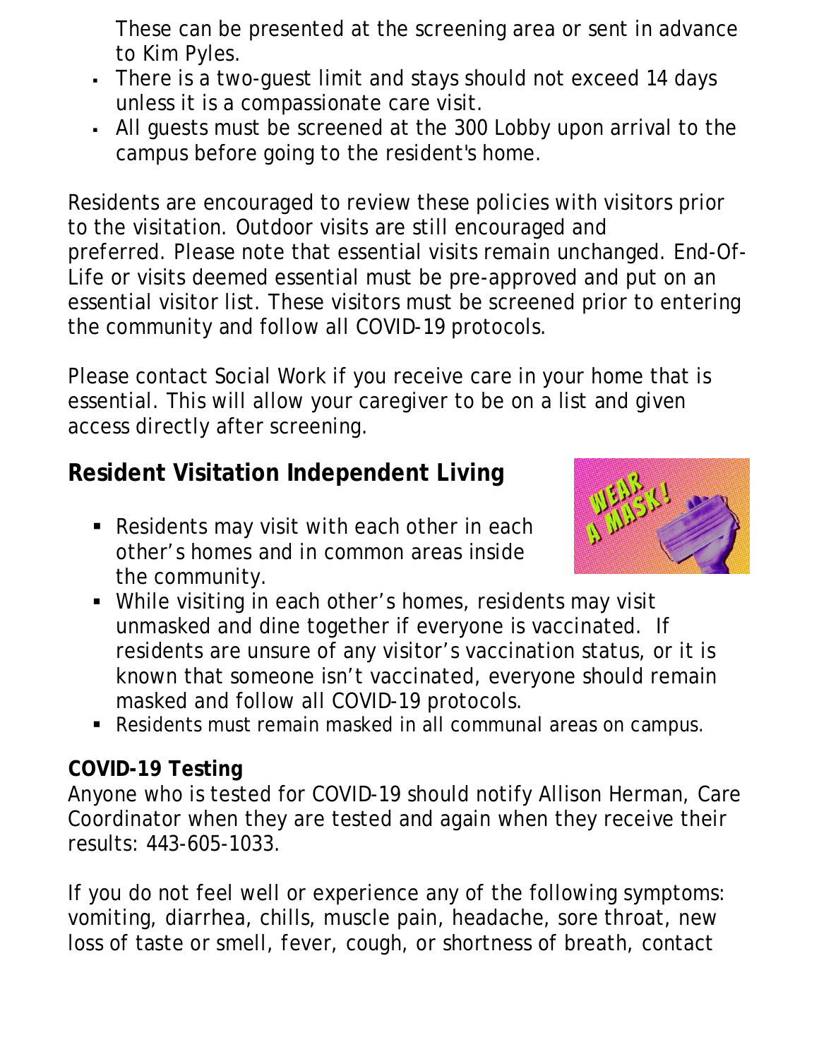These can be presented at the screening area or sent in advance to Kim Pyles.

- There is a two-guest limit and stays should not exceed 14 days unless it is a compassionate care visit.
- All guests must be screened at the 300 Lobby upon arrival to the campus before going to the resident's home.

Residents are encouraged to review these policies with visitors prior to the visitation. Outdoor visits are still encouraged and preferred. Please note that essential visits remain unchanged. End-Of-Life or visits deemed essential must be pre-approved and put on an essential visitor list. These visitors must be screened prior to entering the community and follow all COVID-19 protocols.

Please contact Social Work if you receive care in your home that is essential. This will allow your caregiver to be on a list and given access directly after screening.

## Resident Visitation Independent Living

- Residents may visit with each other in each other's homes and in common areas inside the community.
- While visiting in each other's homes, residents may visit unmasked and dine together if everyone is vaccinated. If residents are unsure of any visitor's vaccination status, or it is known that someone isn't vaccinated, everyone should remain masked and follow all COVID-19 protocols.
- Residents must remain masked in all communal areas on campus.

**COVID-19 Testing**

Anyone who is tested for COVID-19 should notify Allison Herman, Care Coordinator when they are tested and again when they receive their results: 443-605-1033.

If you do not feel well or experience any of the following symptoms: vomiting, diarrhea, chills, muscle pain, headache, sore throat, new loss of taste or smell, fever, cough, or shortness of breath, contact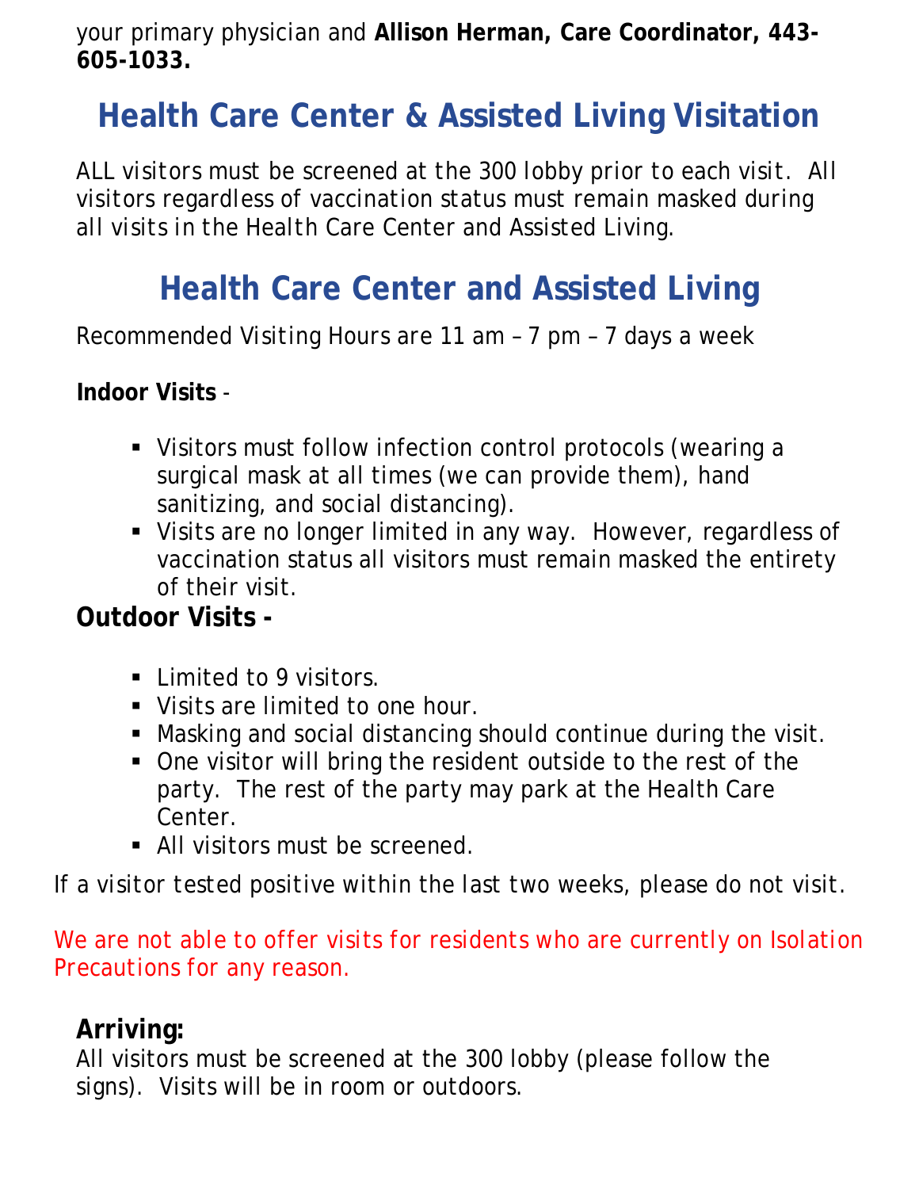your primary physician and **Allison Herman, Care Coordinator, 443-605-1033.**

## Health Care Center & Assisted Living Visitation

ALL visitors must be screened at the 300 lobby prior to each visit. All visitors regardless of vaccination status must remain masked during all visits in the Health Care Center and Assisted Living.

## Health Care Center and Assisted Living

Recommended Visiting Hours are 11 am – 7 pm – 7 days a week

**Indoor Visits** -

- Visitors must follow infection control protocols (wearing a surgical mask at all times (we can provide them), hand sanitizing, and social distancing).
- Visits are no longer limited in any way. However, regardless of vaccination status all visitors must remain masked the entirety of their visit.

**Outdoor Visits -**

- Limited to 9 visitors.
- Visits are limited to one hour.
- Masking and social distancing should continue during the visit.
- One visitor will bring the resident outside to the rest of the party. The rest of the party may park at the Health Care Center.
- All visitors must be screened.

If a visitor tested positive within the last two weeks, please do not visit.

We are not able to offer visits for residents who are currently on Isolation Precautions for any reason.

**Arriving:**
All visitors must be screened at the 300 lobby (please follow the signs). Visits will be in room or outdoors.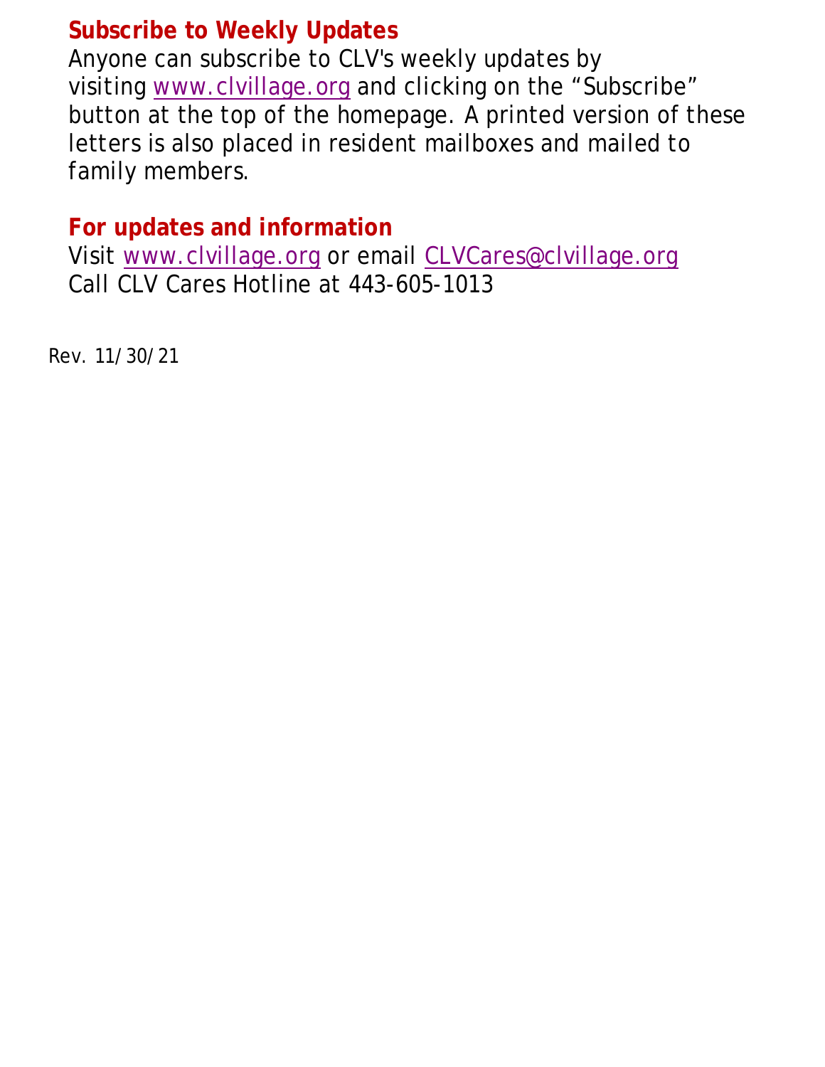**Subscribe to Weekly Updates**

Anyone can subscribe to CLV's weekly updates by visiting [www.clvillage.org](http://www.clvillage.org) and clicking on the "Subscribe" button at the top of the homepage. A printed version of these letters is also placed in resident mailboxes and mailed to family members.

**For updates and information**

Visit [www.clvillage.org](http://www.clvillage.org) or email [CLVCares@clvillage.org](mailto:CLVCares@clvillage.org)
Call CLV Cares Hotline at 443-605-1013

Rev. 11/30/21